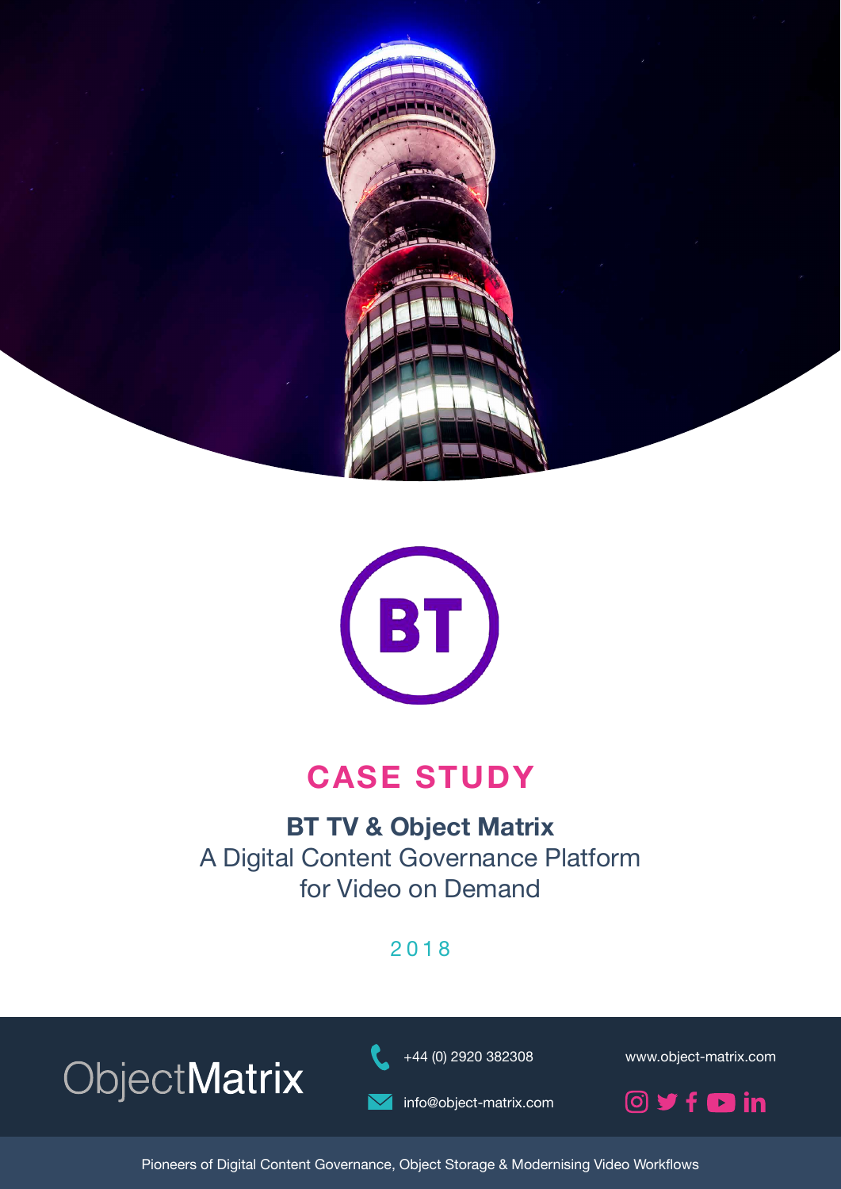BT

# CASE STUDY

## BT TV & Object Matrix

A Digital Content Governance Platform for Video on Demand

2018

ObjectMatrix

+44 (0) 2920 382308

info@object-matrix.com

www.object-matrix.com

Pioneers of Digital Content Governance, Object Storage & Modernising Video Workflows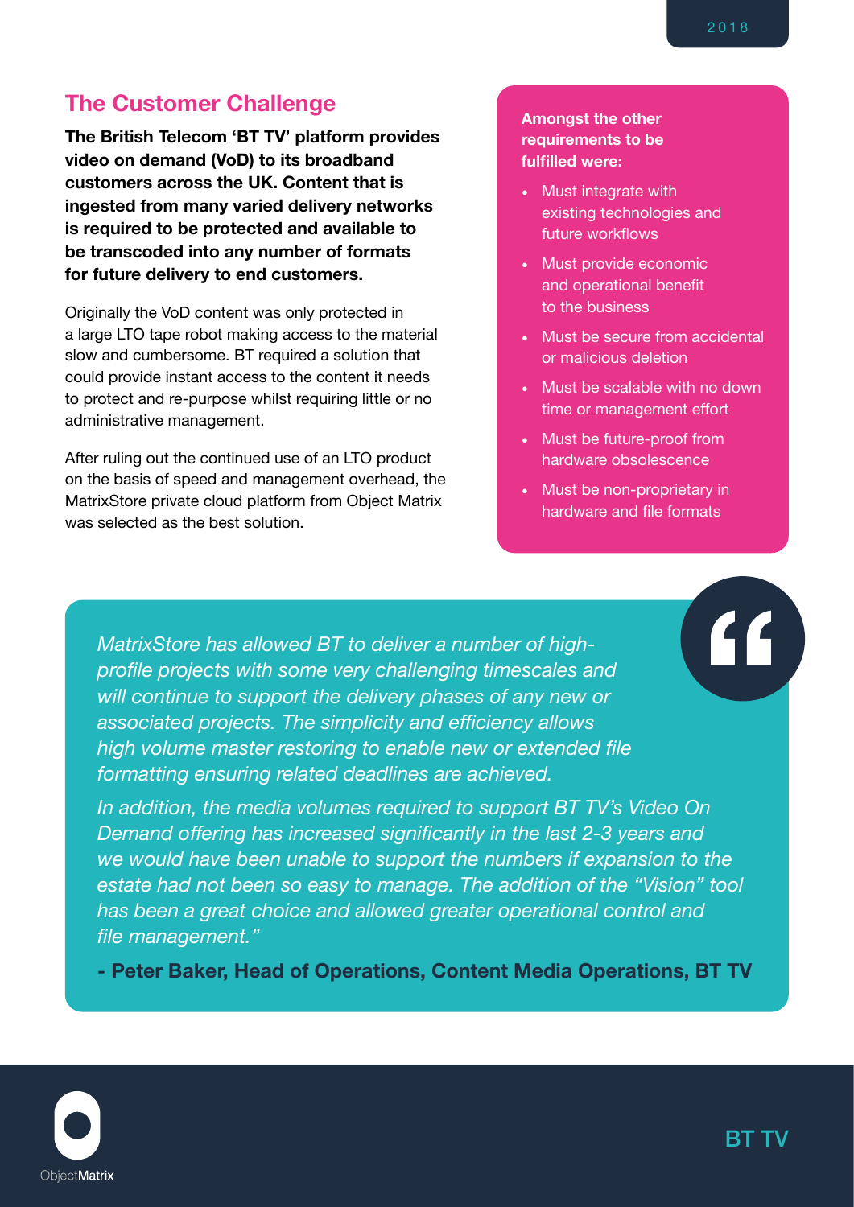## The Customer Challenge

**The British Telecom 'BT TV' platform provides video on demand (VoD) to its broadband customers across the UK. Content that is ingested from many varied delivery networks is required to be protected and available to be transcoded into any number of formats for future delivery to end customers.**

Originally the VoD content was only protected in a large LTO tape robot making access to the material slow and cumbersome. BT required a solution that could provide instant access to the content it needs to protect and re-purpose whilst requiring little or no administrative management.

After ruling out the continued use of an LTO product on the basis of speed and management overhead, the MatrixStore private cloud platform from Object Matrix was selected as the best solution.

**Amongst the other requirements to be fulfilled were:**

- Must integrate with existing technologies and future workflows
- Must provide economic and operational benefit to the business
- Must be secure from accidental or malicious deletion
- Must be scalable with no down time or management effort
- Must be future-proof from hardware obsolescence
- Must be non-proprietary in hardware and file formats

*MatrixStore has allowed BT to deliver a number of high-profile projects with some very challenging timescales and will continue to support the delivery phases of any new or associated projects. The simplicity and efficiency allows high volume master restoring to enable new or extended file formatting ensuring related deadlines are achieved.*

*In addition, the media volumes required to support BT TV's Video On Demand offering has increased significantly in the last 2-3 years and we would have been unable to support the numbers if expansion to the estate had not been so easy to manage. The addition of the "Vision" tool has been a great choice and allowed greater operational control and file management."*

**- Peter Baker, Head of Operations, Content Media Operations, BT TV**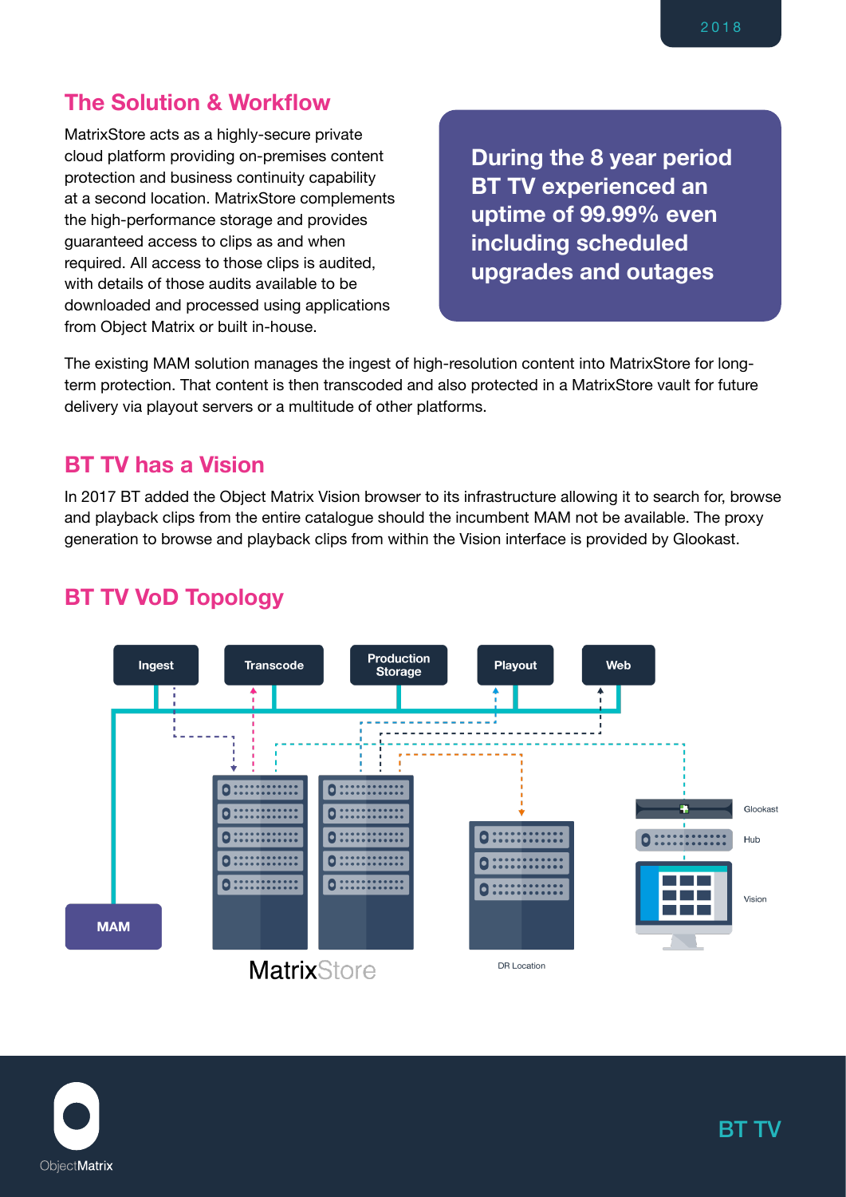## The Solution & Workflow

MatrixStore acts as a highly-secure private cloud platform providing on-premises content protection and business continuity capability at a second location. MatrixStore complements the high-performance storage and provides guaranteed access to clips as and when required. All access to those clips is audited, with details of those audits available to be downloaded and processed using applications from Object Matrix or built in-house.

**During the 8 year period BT TV experienced an uptime of 99.99% even including scheduled upgrades and outages**

The existing MAM solution manages the ingest of high-resolution content into MatrixStore for long-term protection. That content is then transcoded and also protected in a MatrixStore vault for future delivery via playout servers or a multitude of other platforms.

## BT TV has a Vision

In 2017 BT added the Object Matrix Vision browser to its infrastructure allowing it to search for, browse and playback clips from the entire catalogue should the incumbent MAM not be available. The proxy generation to browse and playback clips from within the Vision interface is provided by Glookast.

## BT TV VoD Topology

Ingest | Transcode | Production Storage | Playout | Web

MAM

MatrixStore

DR Location

Glookast

Hub

Vision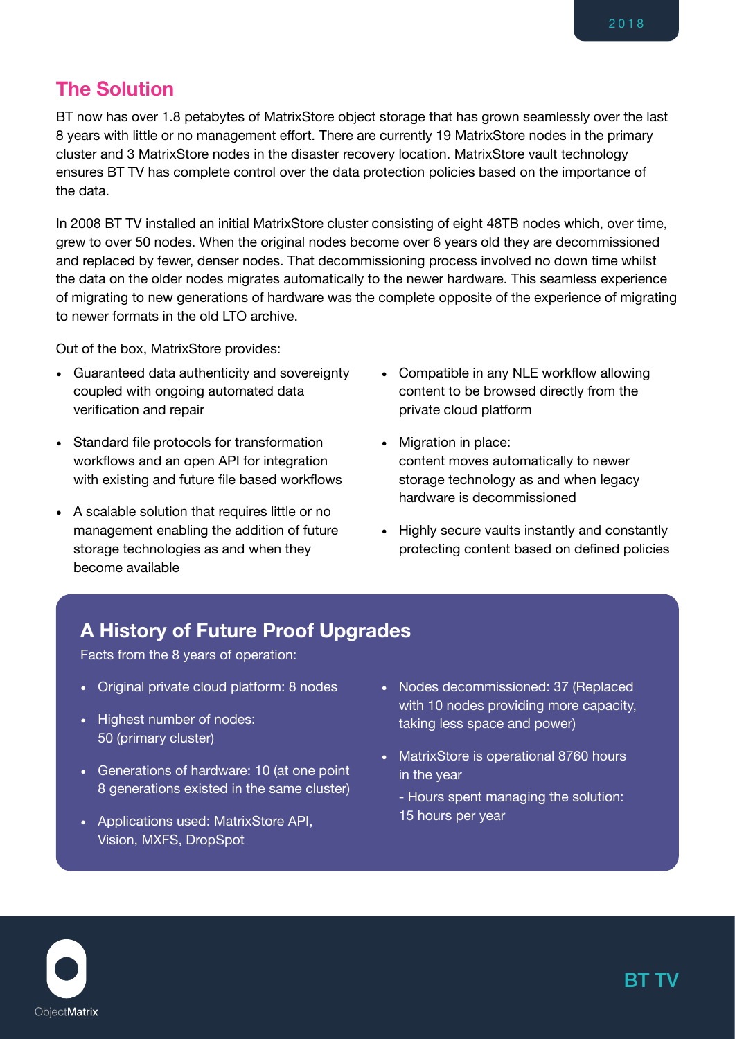## The Solution

BT now has over 1.8 petabytes of MatrixStore object storage that has grown seamlessly over the last 8 years with little or no management effort. There are currently 19 MatrixStore nodes in the primary cluster and 3 MatrixStore nodes in the disaster recovery location. MatrixStore vault technology ensures BT TV has complete control over the data protection policies based on the importance of the data.

In 2008 BT TV installed an initial MatrixStore cluster consisting of eight 48TB nodes which, over time, grew to over 50 nodes. When the original nodes become over 6 years old they are decommissioned and replaced by fewer, denser nodes. That decommissioning process involved no down time whilst the data on the older nodes migrates automatically to the newer hardware. This seamless experience of migrating to new generations of hardware was the complete opposite of the experience of migrating to newer formats in the old LTO archive.

Out of the box, MatrixStore provides:

- Guaranteed data authenticity and sovereignty coupled with ongoing automated data verification and repair
- Standard file protocols for transformation workflows and an open API for integration with existing and future file based workflows
- A scalable solution that requires little or no management enabling the addition of future storage technologies as and when they become available
- Compatible in any NLE workflow allowing content to be browsed directly from the private cloud platform
- Migration in place: content moves automatically to newer storage technology as and when legacy hardware is decommissioned
- Highly secure vaults instantly and constantly protecting content based on defined policies

### A History of Future Proof Upgrades

Facts from the 8 years of operation:

- Original private cloud platform: 8 nodes
- Highest number of nodes: 50 (primary cluster)
- Generations of hardware: 10 (at one point 8 generations existed in the same cluster)
- Applications used: MatrixStore API, Vision, MXFS, DropSpot
- Nodes decommissioned: 37 (Replaced with 10 nodes providing more capacity, taking less space and power)
- MatrixStore is operational 8760 hours in the year
  - Hours spent managing the solution: 15 hours per year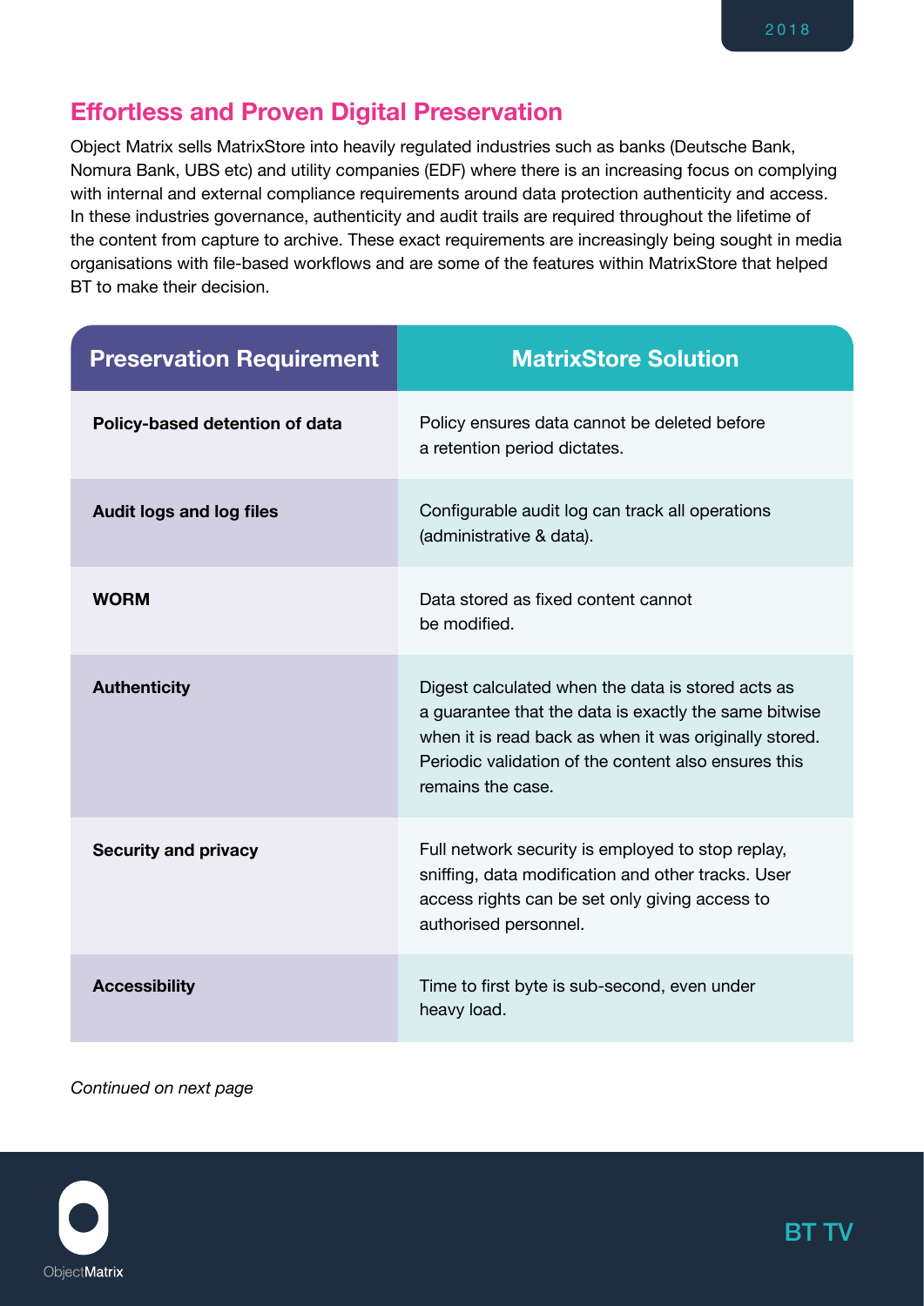## Effortless and Proven Digital Preservation

Object Matrix sells MatrixStore into heavily regulated industries such as banks (Deutsche Bank, Nomura Bank, UBS etc) and utility companies (EDF) where there is an increasing focus on complying with internal and external compliance requirements around data protection authenticity and access. In these industries governance, authenticity and audit trails are required throughout the lifetime of the content from capture to archive. These exact requirements are increasingly being sought in media organisations with file-based workflows and are some of the features within MatrixStore that helped BT to make their decision.

| Preservation Requirement | MatrixStore Solution |
|---|---|
| **Policy-based detention of data** | Policy ensures data cannot be deleted before a retention period dictates. |
| **Audit logs and log files** | Configurable audit log can track all operations (administrative & data). |
| **WORM** | Data stored as fixed content cannot be modified. |
| **Authenticity** | Digest calculated when the data is stored acts as a guarantee that the data is exactly the same bitwise when it is read back as when it was originally stored. Periodic validation of the content also ensures this remains the case. |
| **Security and privacy** | Full network security is employed to stop replay, sniffing, data modification and other tracks. User access rights can be set only giving access to authorised personnel. |
| **Accessibility** | Time to first byte is sub-second, even under heavy load. |

*Continued on next page*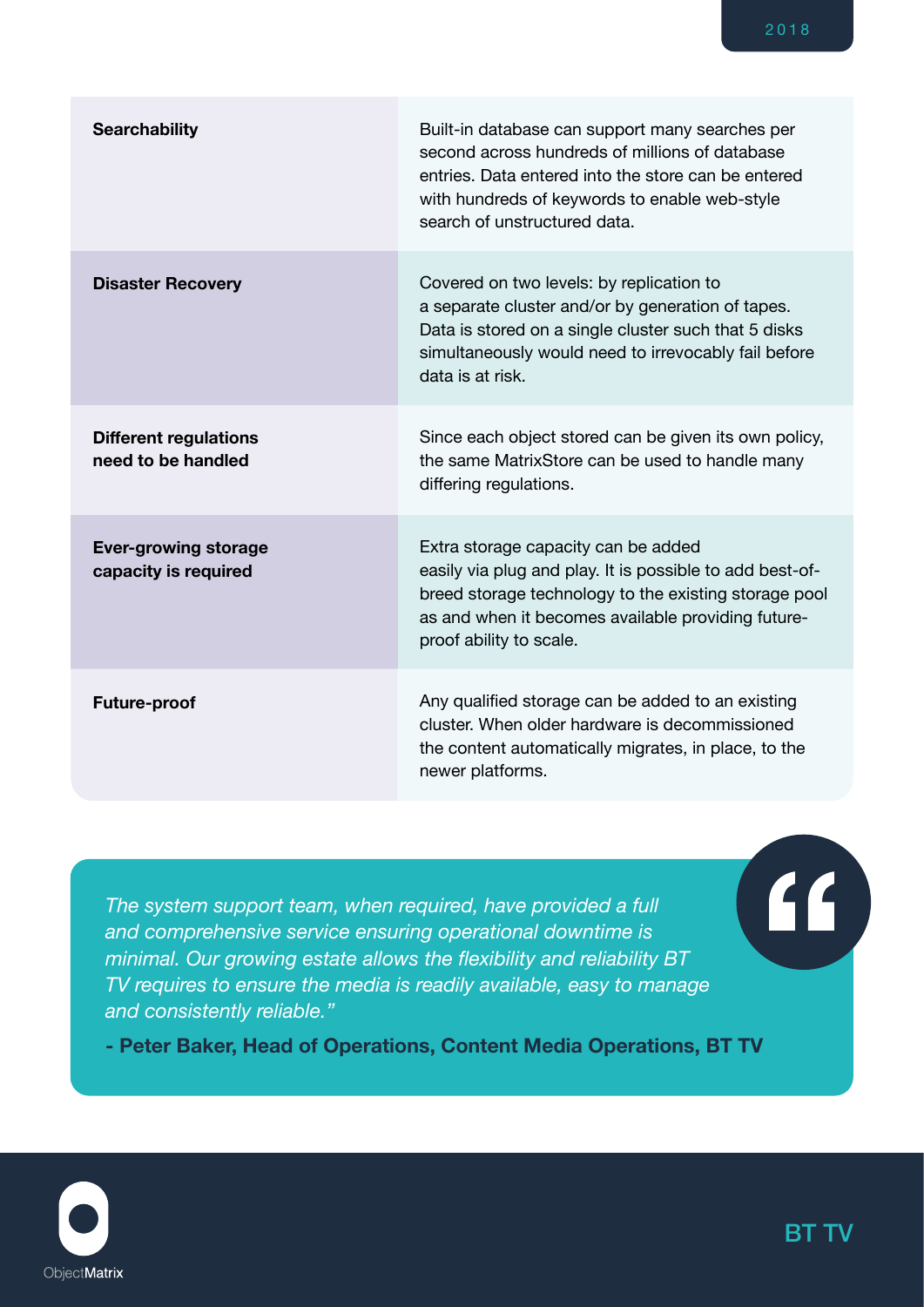| | |
|---|---|
| **Searchability** | Built-in database can support many searches per second across hundreds of millions of database entries. Data entered into the store can be entered with hundreds of keywords to enable web-style search of unstructured data. |
| **Disaster Recovery** | Covered on two levels: by replication to a separate cluster and/or by generation of tapes. Data is stored on a single cluster such that 5 disks simultaneously would need to irrevocably fail before data is at risk. |
| **Different regulations need to be handled** | Since each object stored can be given its own policy, the same MatrixStore can be used to handle many differing regulations. |
| **Ever-growing storage capacity is required** | Extra storage capacity can be added easily via plug and play. It is possible to add best-of-breed storage technology to the existing storage pool as and when it becomes available providing future-proof ability to scale. |
| **Future-proof** | Any qualified storage can be added to an existing cluster. When older hardware is decommissioned the content automatically migrates, in place, to the newer platforms. |

*The system support team, when required, have provided a full and comprehensive service ensuring operational downtime is minimal. Our growing estate allows the flexibility and reliability BT TV requires to ensure the media is readily available, easy to manage and consistently reliable."*

**- Peter Baker, Head of Operations, Content Media Operations, BT TV**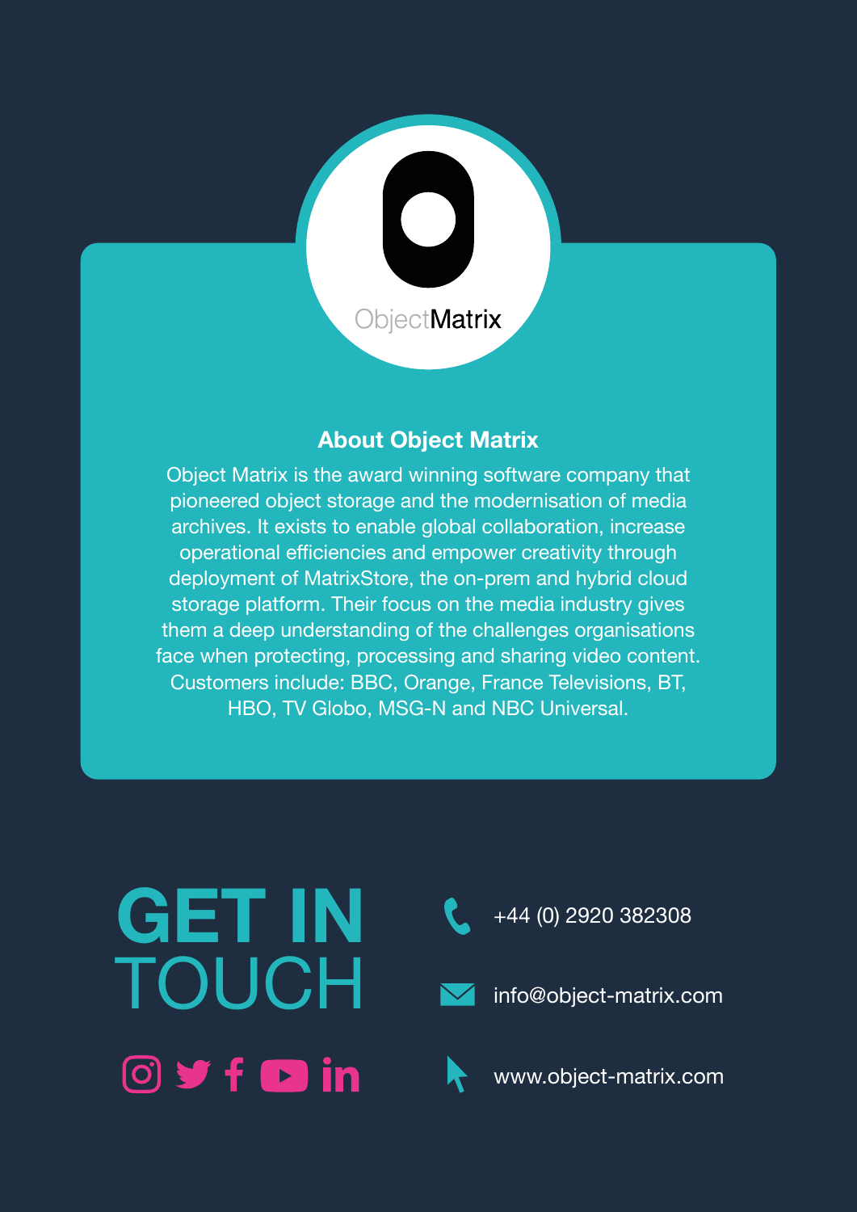ObjectMatrix

## About Object Matrix

Object Matrix is the award winning software company that pioneered object storage and the modernisation of media archives. It exists to enable global collaboration, increase operational efficiencies and empower creativity through deployment of MatrixStore, the on-prem and hybrid cloud storage platform. Their focus on the media industry gives them a deep understanding of the challenges organisations face when protecting, processing and sharing video content. Customers include: BBC, Orange, France Televisions, BT, HBO, TV Globo, MSG-N and NBC Universal.

## GET IN TOUCH

+44 (0) 2920 382308

info@object-matrix.com

www.object-matrix.com